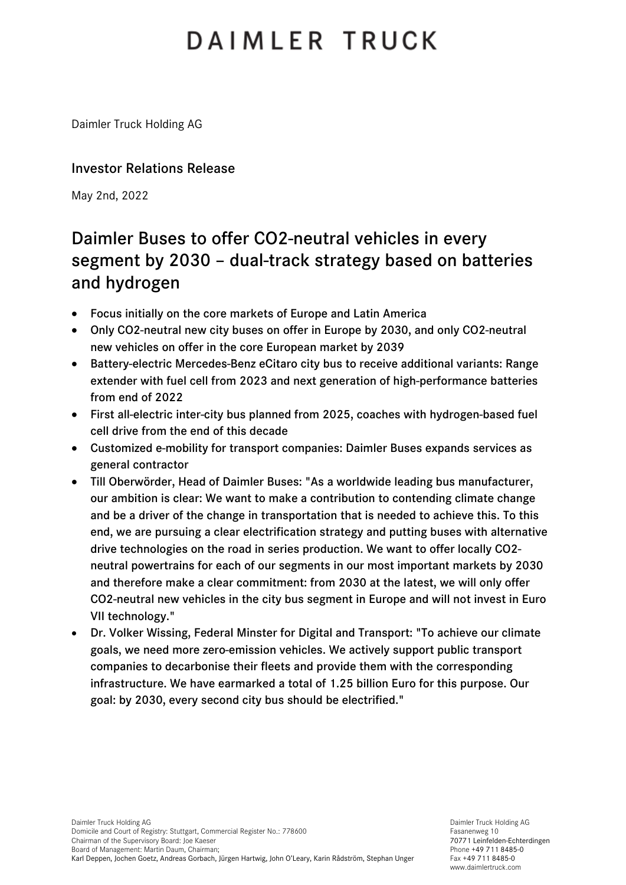# DAIMLER TRUCK

Daimler Truck Holding AG

## Investor Relations Release

May 2nd, 2022

## Daimler Buses to offer CO2-neutral vehicles in every segment by 2030 – dual-track strategy based on batteries and hydrogen

- Focus initially on the core markets of Europe and Latin America
- Only CO2-neutral new city buses on offer in Europe by 2030, and only CO2-neutral new vehicles on offer in the core European market by 2039
- Battery-electric Mercedes-Benz eCitaro city bus to receive additional variants: Range extender with fuel cell from 2023 and next generation of high-performance batteries from end of 2022
- First all-electric inter-city bus planned from 2025, coaches with hydrogen-based fuel cell drive from the end of this decade
- Customized e-mobility for transport companies: Daimler Buses expands services as general contractor
- Till Oberwörder, Head of Daimler Buses: "As a worldwide leading bus manufacturer, our ambition is clear: We want to make a contribution to contending climate change and be a driver of the change in transportation that is needed to achieve this. To this end, we are pursuing a clear electrification strategy and putting buses with alternative drive technologies on the road in series production. We want to offer locally CO2-neutral powertrains for each of our segments in our most important markets by 2030 and therefore make a clear commitment: from 2030 at the latest, we will only offer CO2-neutral new vehicles in the city bus segment in Europe and will not invest in Euro VII technology."
- Dr. Volker Wissing, Federal Minster for Digital and Transport: "To achieve our climate goals, we need more zero-emission vehicles. We actively support public transport companies to decarbonise their fleets and provide them with the corresponding infrastructure. We have earmarked a total of 1.25 billion Euro for this purpose. Our goal: by 2030, every second city bus should be electrified."

Daimler Truck Holding AG
Domicile and Court of Registry: Stuttgart, Commercial Register No.: 778600
Chairman of the Supervisory Board: Joe Kaeser
Board of Management: Martin Daum, Chairman;
Karl Deppen, Jochen Goetz, Andreas Gorbach, Jürgen Hartwig, John O'Leary, Karin Rådström, Stephan Unger

Daimler Truck Holding AG
Fasanenweg 10
70771 Leinfelden-Echterdingen
Phone +49 711 8485-0
Fax +49 711 8485-0
www.daimlertruck.com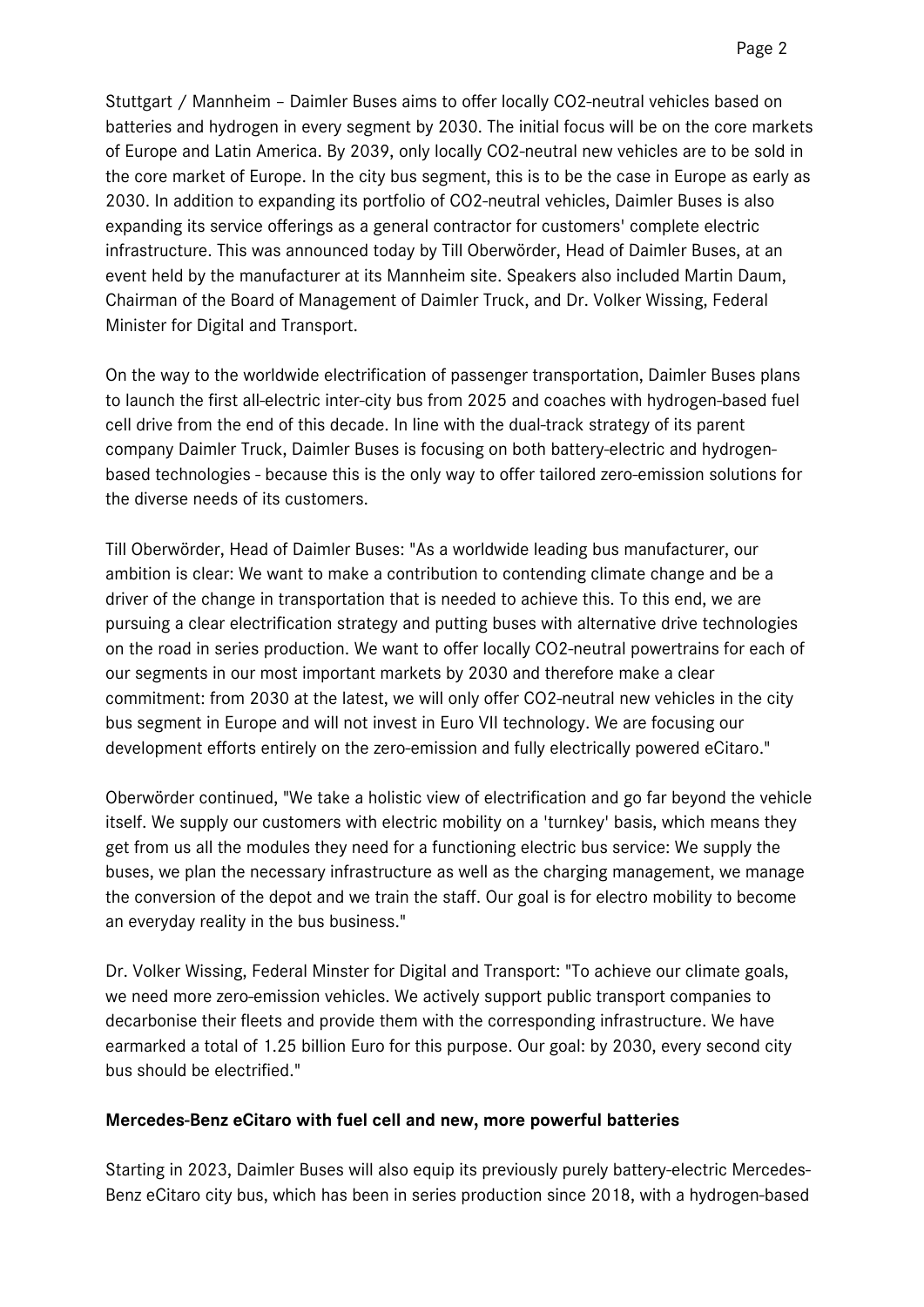Stuttgart / Mannheim – Daimler Buses aims to offer locally $CO_2$-neutral vehicles based on batteries and hydrogen in every segment by 2030. The initial focus will be on the core markets of Europe and Latin America. By 2039, only locally $CO_2$-neutral new vehicles are to be sold in the core market of Europe. In the city bus segment, this is to be the case in Europe as early as 2030. In addition to expanding its portfolio of $CO_2$-neutral vehicles, Daimler Buses is also expanding its service offerings as a general contractor for customers' complete electric infrastructure. This was announced today by Till Oberwörder, Head of Daimler Buses, at an event held by the manufacturer at its Mannheim site. Speakers also included Martin Daum, Chairman of the Board of Management of Daimler Truck, and Dr. Volker Wissing, Federal Minister for Digital and Transport.

On the way to the worldwide electrification of passenger transportation, Daimler Buses plans to launch the first all-electric inter-city bus from 2025 and coaches with hydrogen-based fuel cell drive from the end of this decade. In line with the dual-track strategy of its parent company Daimler Truck, Daimler Buses is focusing on both battery-electric and hydrogen-based technologies - because this is the only way to offer tailored zero-emission solutions for the diverse needs of its customers.

Till Oberwörder, Head of Daimler Buses: "As a worldwide leading bus manufacturer, our ambition is clear: We want to make a contribution to contending climate change and be a driver of the change in transportation that is needed to achieve this. To this end, we are pursuing a clear electrification strategy and putting buses with alternative drive technologies on the road in series production. We want to offer locally $CO_2$-neutral powertrains for each of our segments in our most important markets by 2030 and therefore make a clear commitment: from 2030 at the latest, we will only offer $CO_2$-neutral new vehicles in the city bus segment in Europe and will not invest in Euro VII technology. We are focusing our development efforts entirely on the zero-emission and fully electrically powered eCitaro."

Oberwörder continued, "We take a holistic view of electrification and go far beyond the vehicle itself. We supply our customers with electric mobility on a 'turnkey' basis, which means they get from us all the modules they need for a functioning electric bus service: We supply the buses, we plan the necessary infrastructure as well as the charging management, we manage the conversion of the depot and we train the staff. Our goal is for electro mobility to become an everyday reality in the bus business."

Dr. Volker Wissing, Federal Minster for Digital and Transport: "To achieve our climate goals, we need more zero-emission vehicles. We actively support public transport companies to decarbonise their fleets and provide them with the corresponding infrastructure. We have earmarked a total of 1.25 billion Euro for this purpose. Our goal: by 2030, every second city bus should be electrified."

**Mercedes-Benz eCitaro with fuel cell and new, more powerful batteries**

Starting in 2023, Daimler Buses will also equip its previously purely battery-electric Mercedes-Benz eCitaro city bus, which has been in series production since 2018, with a hydrogen-based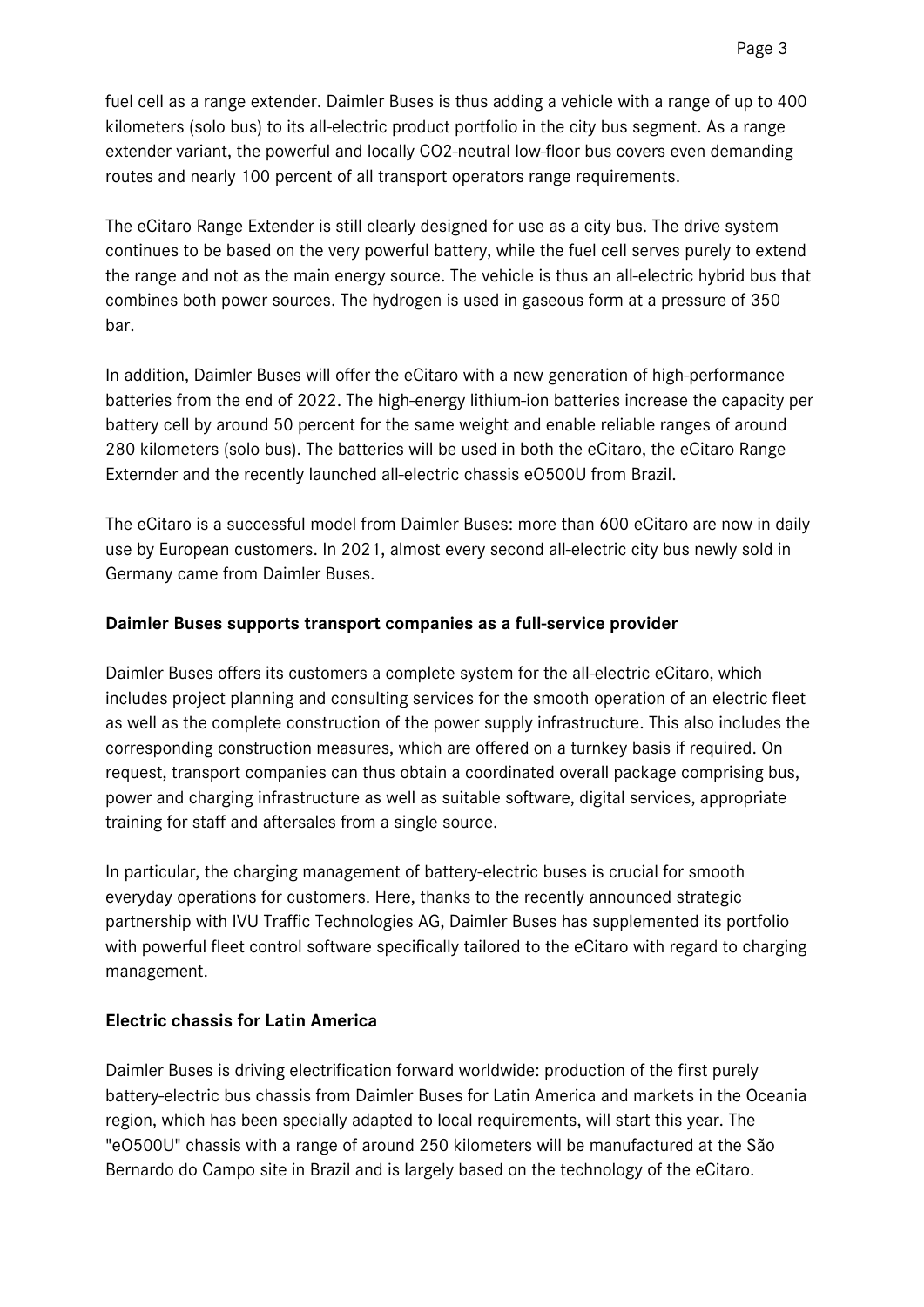fuel cell as a range extender. Daimler Buses is thus adding a vehicle with a range of up to 400 kilometers (solo bus) to its all-electric product portfolio in the city bus segment. As a range extender variant, the powerful and locally CO2-neutral low-floor bus covers even demanding routes and nearly 100 percent of all transport operators range requirements.

The eCitaro Range Extender is still clearly designed for use as a city bus. The drive system continues to be based on the very powerful battery, while the fuel cell serves purely to extend the range and not as the main energy source. The vehicle is thus an all-electric hybrid bus that combines both power sources. The hydrogen is used in gaseous form at a pressure of 350 bar.

In addition, Daimler Buses will offer the eCitaro with a new generation of high-performance batteries from the end of 2022. The high-energy lithium-ion batteries increase the capacity per battery cell by around 50 percent for the same weight and enable reliable ranges of around 280 kilometers (solo bus). The batteries will be used in both the eCitaro, the eCitaro Range Externder and the recently launched all-electric chassis eO500U from Brazil.

The eCitaro is a successful model from Daimler Buses: more than 600 eCitaro are now in daily use by European customers. In 2021, almost every second all-electric city bus newly sold in Germany came from Daimler Buses.

**Daimler Buses supports transport companies as a full-service provider**

Daimler Buses offers its customers a complete system for the all-electric eCitaro, which includes project planning and consulting services for the smooth operation of an electric fleet as well as the complete construction of the power supply infrastructure. This also includes the corresponding construction measures, which are offered on a turnkey basis if required. On request, transport companies can thus obtain a coordinated overall package comprising bus, power and charging infrastructure as well as suitable software, digital services, appropriate training for staff and aftersales from a single source.

In particular, the charging management of battery-electric buses is crucial for smooth everyday operations for customers. Here, thanks to the recently announced strategic partnership with IVU Traffic Technologies AG, Daimler Buses has supplemented its portfolio with powerful fleet control software specifically tailored to the eCitaro with regard to charging management.

**Electric chassis for Latin America**

Daimler Buses is driving electrification forward worldwide: production of the first purely battery-electric bus chassis from Daimler Buses for Latin America and markets in the Oceania region, which has been specially adapted to local requirements, will start this year. The "eO500U" chassis with a range of around 250 kilometers will be manufactured at the São Bernardo do Campo site in Brazil and is largely based on the technology of the eCitaro.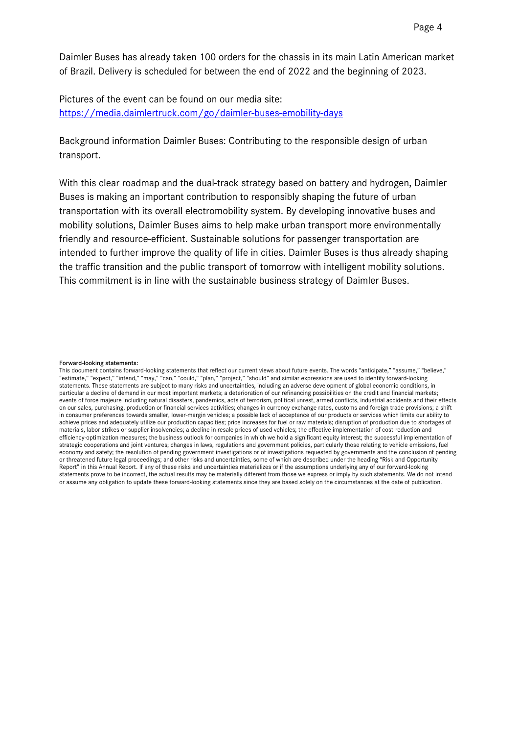Daimler Buses has already taken 100 orders for the chassis in its main Latin American market of Brazil. Delivery is scheduled for between the end of 2022 and the beginning of 2023.

Pictures of the event can be found on our media site:
https://media.daimlertruck.com/go/daimler-buses-emobility-days

Background information Daimler Buses: Contributing to the responsible design of urban transport.

With this clear roadmap and the dual-track strategy based on battery and hydrogen, Daimler Buses is making an important contribution to responsibly shaping the future of urban transportation with its overall electromobility system. By developing innovative buses and mobility solutions, Daimler Buses aims to help make urban transport more environmentally friendly and resource-efficient. Sustainable solutions for passenger transportation are intended to further improve the quality of life in cities. Daimler Buses is thus already shaping the traffic transition and the public transport of tomorrow with intelligent mobility solutions. This commitment is in line with the sustainable business strategy of Daimler Buses.

**Forward-looking statements:**
This document contains forward-looking statements that reflect our current views about future events. The words "anticipate," "assume," "believe," "estimate," "expect," "intend," "may," "can," "could," "plan," "project," "should" and similar expressions are used to identify forward-looking statements. These statements are subject to many risks and uncertainties, including an adverse development of global economic conditions, in particular a decline of demand in our most important markets; a deterioration of our refinancing possibilities on the credit and financial markets; events of force majeure including natural disasters, pandemics, acts of terrorism, political unrest, armed conflicts, industrial accidents and their effects on our sales, purchasing, production or financial services activities; changes in currency exchange rates, customs and foreign trade provisions; a shift in consumer preferences towards smaller, lower-margin vehicles; a possible lack of acceptance of our products or services which limits our ability to achieve prices and adequately utilize our production capacities; price increases for fuel or raw materials; disruption of production due to shortages of materials, labor strikes or supplier insolvencies; a decline in resale prices of used vehicles; the effective implementation of cost-reduction and efficiency-optimization measures; the business outlook for companies in which we hold a significant equity interest; the successful implementation of strategic cooperations and joint ventures; changes in laws, regulations and government policies, particularly those relating to vehicle emissions, fuel economy and safety; the resolution of pending government investigations or of investigations requested by governments and the conclusion of pending or threatened future legal proceedings; and other risks and uncertainties, some of which are described under the heading "Risk and Opportunity Report" in this Annual Report. If any of these risks and uncertainties materializes or if the assumptions underlying any of our forward-looking statements prove to be incorrect, the actual results may be materially different from those we express or imply by such statements. We do not intend or assume any obligation to update these forward-looking statements since they are based solely on the circumstances at the date of publication.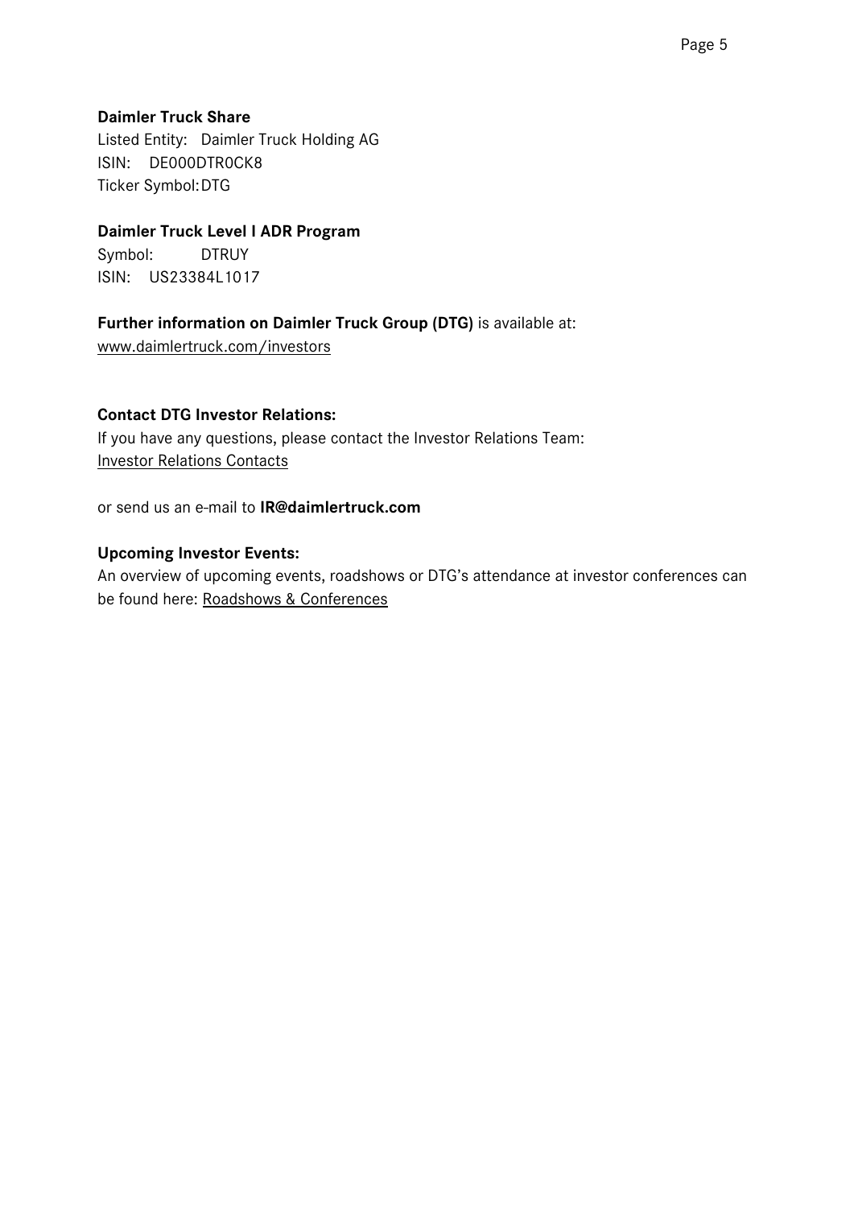**Daimler Truck Share**

Listed Entity: Daimler Truck Holding AG
ISIN: DE000DTR0CK8
Ticker Symbol: DTG

**Daimler Truck Level I ADR Program**

Symbol: DTRUY
ISIN: US23384L1017

**Further information on Daimler Truck Group (DTG)** is available at:
www.daimlertruck.com/investors

**Contact DTG Investor Relations:**

If you have any questions, please contact the Investor Relations Team:
Investor Relations Contacts

or send us an e-mail to **IR@daimlertruck.com**

**Upcoming Investor Events:**

An overview of upcoming events, roadshows or DTG's attendance at investor conferences can be found here: Roadshows & Conferences